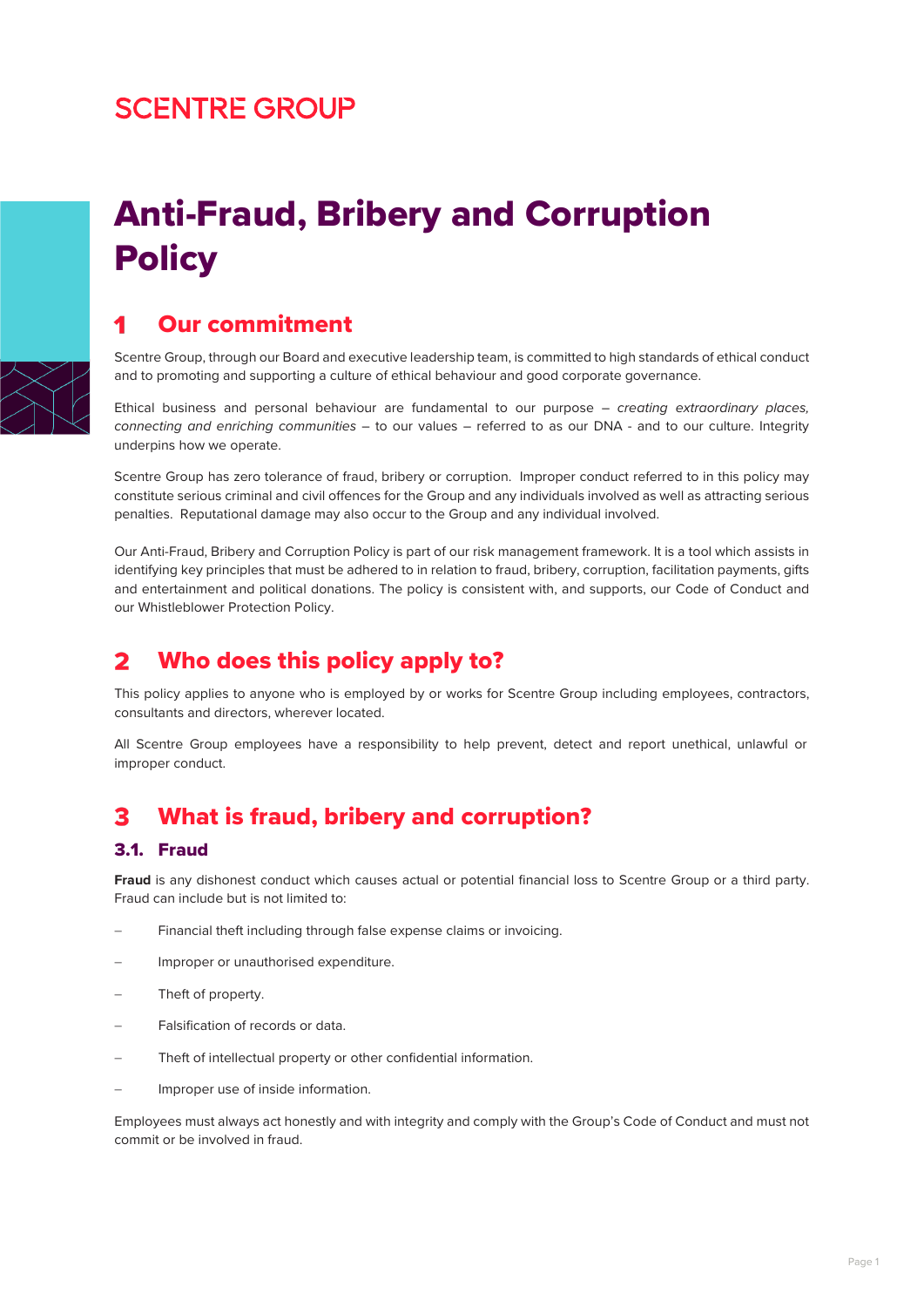SCENTRE GROUP

# Anti-Fraud, Bribery and Corruption Policy

## 1 Our commitment

Scentre Group, through our Board and executive leadership team, is committed to high standards of ethical conduct and to promoting and supporting a culture of ethical behaviour and good corporate governance.

Ethical business and personal behaviour are fundamental to our purpose – *creating extraordinary places, connecting and enriching communities* – to our values – referred to as our DNA - and to our culture. Integrity underpins how we operate.

Scentre Group has zero tolerance of fraud, bribery or corruption. Improper conduct referred to in this policy may constitute serious criminal and civil offences for the Group and any individuals involved as well as attracting serious penalties. Reputational damage may also occur to the Group and any individual involved.

Our Anti-Fraud, Bribery and Corruption Policy is part of our risk management framework. It is a tool which assists in identifying key principles that must be adhered to in relation to fraud, bribery, corruption, facilitation payments, gifts and entertainment and political donations. The policy is consistent with, and supports, our Code of Conduct and our Whistleblower Protection Policy.

## 2 Who does this policy apply to?

This policy applies to anyone who is employed by or works for Scentre Group including employees, contractors, consultants and directors, wherever located.

All Scentre Group employees have a responsibility to help prevent, detect and report unethical, unlawful or improper conduct.

## 3 What is fraud, bribery and corruption?

### 3.1. Fraud

**Fraud** is any dishonest conduct which causes actual or potential financial loss to Scentre Group or a third party. Fraud can include but is not limited to:

- Financial theft including through false expense claims or invoicing.
- Improper or unauthorised expenditure.
- Theft of property.
- Falsification of records or data.
- Theft of intellectual property or other confidential information.
- Improper use of inside information.

Employees must always act honestly and with integrity and comply with the Group's Code of Conduct and must not commit or be involved in fraud.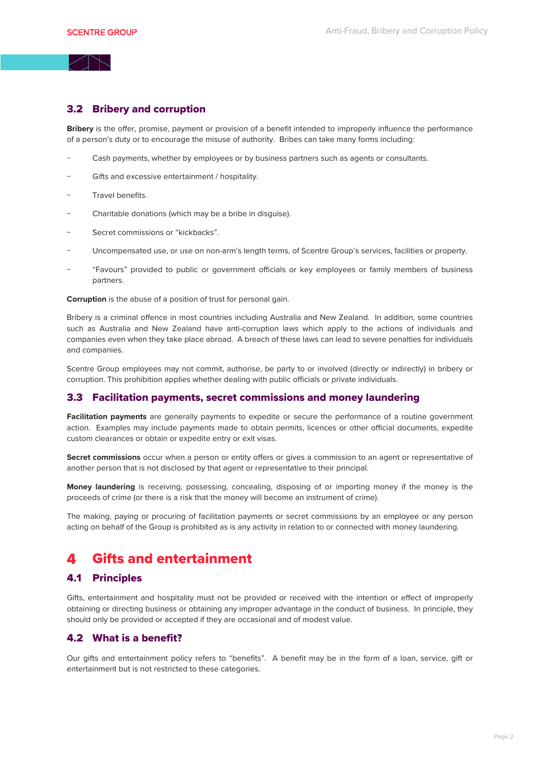### 3.2 Bribery and corruption

**Bribery** is the offer, promise, payment or provision of a benefit intended to improperly influence the performance of a person's duty or to encourage the misuse of authority. Bribes can take many forms including:

- Cash payments, whether by employees or by business partners such as agents or consultants.
- Gifts and excessive entertainment / hospitality.
- Travel benefits.
- Charitable donations (which may be a bribe in disguise).
- Secret commissions or "kickbacks".
- Uncompensated use, or use on non-arm's length terms, of Scentre Group's services, facilities or property.
- "Favours" provided to public or government officials or key employees or family members of business partners.

**Corruption** is the abuse of a position of trust for personal gain.

Bribery is a criminal offence in most countries including Australia and New Zealand. In addition, some countries such as Australia and New Zealand have anti-corruption laws which apply to the actions of individuals and companies even when they take place abroad. A breach of these laws can lead to severe penalties for individuals and companies.

Scentre Group employees may not commit, authorise, be party to or involved (directly or indirectly) in bribery or corruption. This prohibition applies whether dealing with public officials or private individuals.

### 3.3 Facilitation payments, secret commissions and money laundering

**Facilitation payments** are generally payments to expedite or secure the performance of a routine government action. Examples may include payments made to obtain permits, licences or other official documents, expedite custom clearances or obtain or expedite entry or exit visas.

**Secret commissions** occur when a person or entity offers or gives a commission to an agent or representative of another person that is not disclosed by that agent or representative to their principal.

**Money laundering** is receiving, possessing, concealing, disposing of or importing money if the money is the proceeds of crime (or there is a risk that the money will become an instrument of crime).

The making, paying or procuring of facilitation payments or secret commissions by an employee or any person acting on behalf of the Group is prohibited as is any activity in relation to or connected with money laundering.

## 4 Gifts and entertainment

### 4.1 Principles

Gifts, entertainment and hospitality must not be provided or received with the intention or effect of improperly obtaining or directing business or obtaining any improper advantage in the conduct of business. In principle, they should only be provided or accepted if they are occasional and of modest value.

### 4.2 What is a benefit?

Our gifts and entertainment policy refers to "benefits". A benefit may be in the form of a loan, service, gift or entertainment but is not restricted to these categories.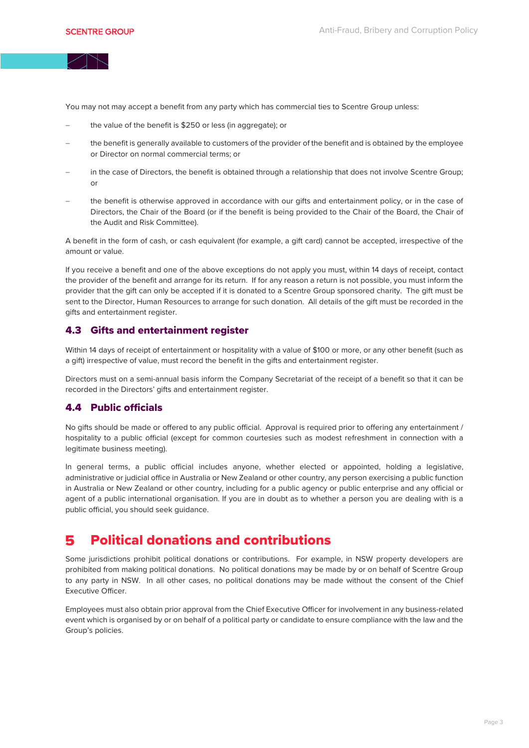You may not may accept a benefit from any party which has commercial ties to Scentre Group unless:

- the value of the benefit is $250 or less (in aggregate); or
- the benefit is generally available to customers of the provider of the benefit and is obtained by the employee or Director on normal commercial terms; or
- in the case of Directors, the benefit is obtained through a relationship that does not involve Scentre Group; or
- the benefit is otherwise approved in accordance with our gifts and entertainment policy, or in the case of Directors, the Chair of the Board (or if the benefit is being provided to the Chair of the Board, the Chair of the Audit and Risk Committee).

A benefit in the form of cash, or cash equivalent (for example, a gift card) cannot be accepted, irrespective of the amount or value.

If you receive a benefit and one of the above exceptions do not apply you must, within 14 days of receipt, contact the provider of the benefit and arrange for its return. If for any reason a return is not possible, you must inform the provider that the gift can only be accepted if it is donated to a Scentre Group sponsored charity. The gift must be sent to the Director, Human Resources to arrange for such donation. All details of the gift must be recorded in the gifts and entertainment register.

### 4.3 Gifts and entertainment register

Within 14 days of receipt of entertainment or hospitality with a value of $100 or more, or any other benefit (such as a gift) irrespective of value, must record the benefit in the gifts and entertainment register.

Directors must on a semi-annual basis inform the Company Secretariat of the receipt of a benefit so that it can be recorded in the Directors' gifts and entertainment register.

### 4.4 Public officials

No gifts should be made or offered to any public official. Approval is required prior to offering any entertainment / hospitality to a public official (except for common courtesies such as modest refreshment in connection with a legitimate business meeting).

In general terms, a public official includes anyone, whether elected or appointed, holding a legislative, administrative or judicial office in Australia or New Zealand or other country, any person exercising a public function in Australia or New Zealand or other country, including for a public agency or public enterprise and any official or agent of a public international organisation. If you are in doubt as to whether a person you are dealing with is a public official, you should seek guidance.

## 5 Political donations and contributions

Some jurisdictions prohibit political donations or contributions. For example, in NSW property developers are prohibited from making political donations. No political donations may be made by or on behalf of Scentre Group to any party in NSW. In all other cases, no political donations may be made without the consent of the Chief Executive Officer.

Employees must also obtain prior approval from the Chief Executive Officer for involvement in any business-related event which is organised by or on behalf of a political party or candidate to ensure compliance with the law and the Group's policies.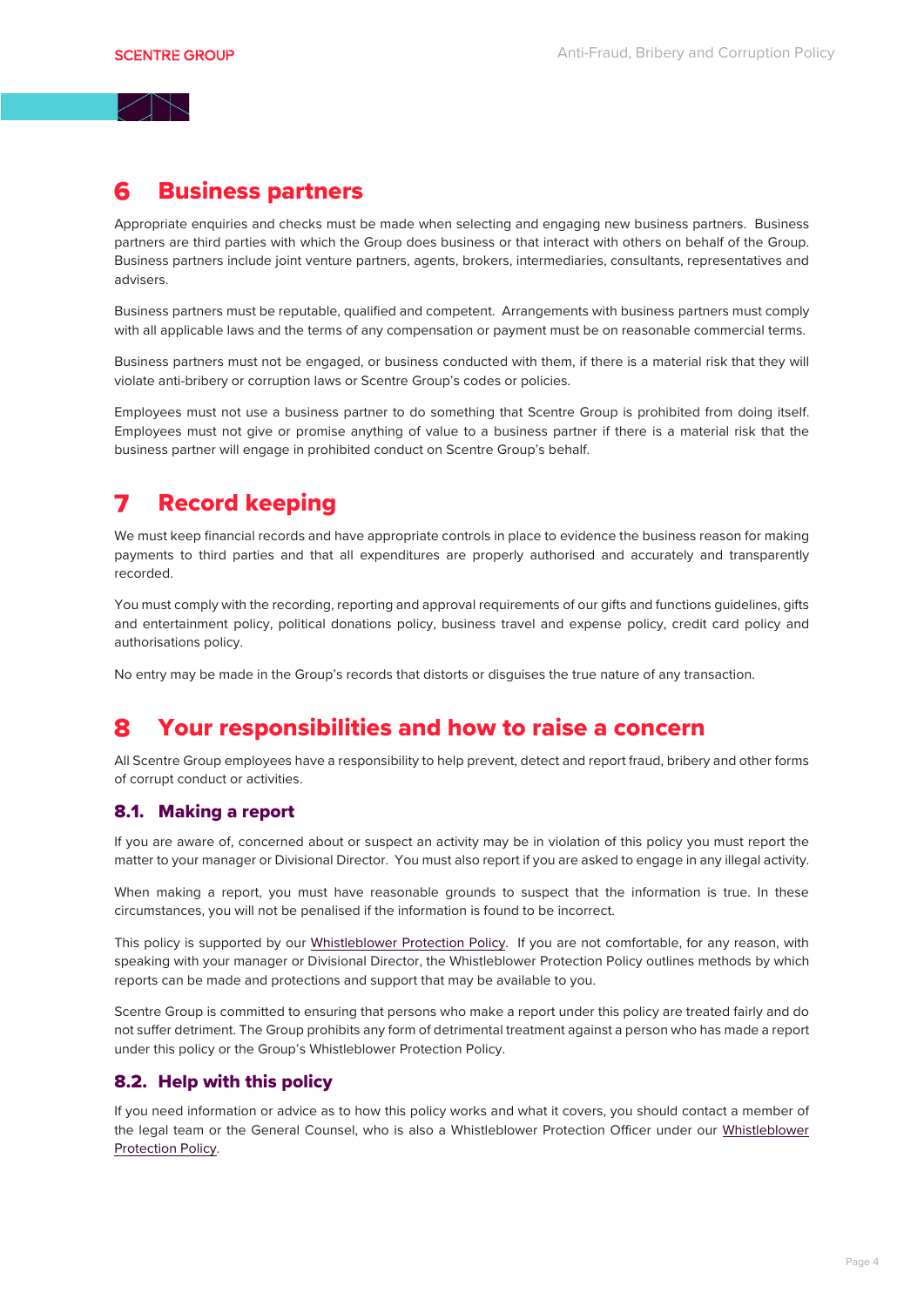# 6 Business partners

Appropriate enquiries and checks must be made when selecting and engaging new business partners. Business partners are third parties with which the Group does business or that interact with others on behalf of the Group. Business partners include joint venture partners, agents, brokers, intermediaries, consultants, representatives and advisers.

Business partners must be reputable, qualified and competent. Arrangements with business partners must comply with all applicable laws and the terms of any compensation or payment must be on reasonable commercial terms.

Business partners must not be engaged, or business conducted with them, if there is a material risk that they will violate anti-bribery or corruption laws or Scentre Group's codes or policies.

Employees must not use a business partner to do something that Scentre Group is prohibited from doing itself. Employees must not give or promise anything of value to a business partner if there is a material risk that the business partner will engage in prohibited conduct on Scentre Group's behalf.

# 7 Record keeping

We must keep financial records and have appropriate controls in place to evidence the business reason for making payments to third parties and that all expenditures are properly authorised and accurately and transparently recorded.

You must comply with the recording, reporting and approval requirements of our gifts and functions guidelines, gifts and entertainment policy, political donations policy, business travel and expense policy, credit card policy and authorisations policy.

No entry may be made in the Group's records that distorts or disguises the true nature of any transaction.

# 8 Your responsibilities and how to raise a concern

All Scentre Group employees have a responsibility to help prevent, detect and report fraud, bribery and other forms of corrupt conduct or activities.

## 8.1. Making a report

If you are aware of, concerned about or suspect an activity may be in violation of this policy you must report the matter to your manager or Divisional Director. You must also report if you are asked to engage in any illegal activity.

When making a report, you must have reasonable grounds to suspect that the information is true. In these circumstances, you will not be penalised if the information is found to be incorrect.

This policy is supported by our Whistleblower Protection Policy. If you are not comfortable, for any reason, with speaking with your manager or Divisional Director, the Whistleblower Protection Policy outlines methods by which reports can be made and protections and support that may be available to you.

Scentre Group is committed to ensuring that persons who make a report under this policy are treated fairly and do not suffer detriment. The Group prohibits any form of detrimental treatment against a person who has made a report under this policy or the Group's Whistleblower Protection Policy.

## 8.2. Help with this policy

If you need information or advice as to how this policy works and what it covers, you should contact a member of the legal team or the General Counsel, who is also a Whistleblower Protection Officer under our Whistleblower Protection Policy.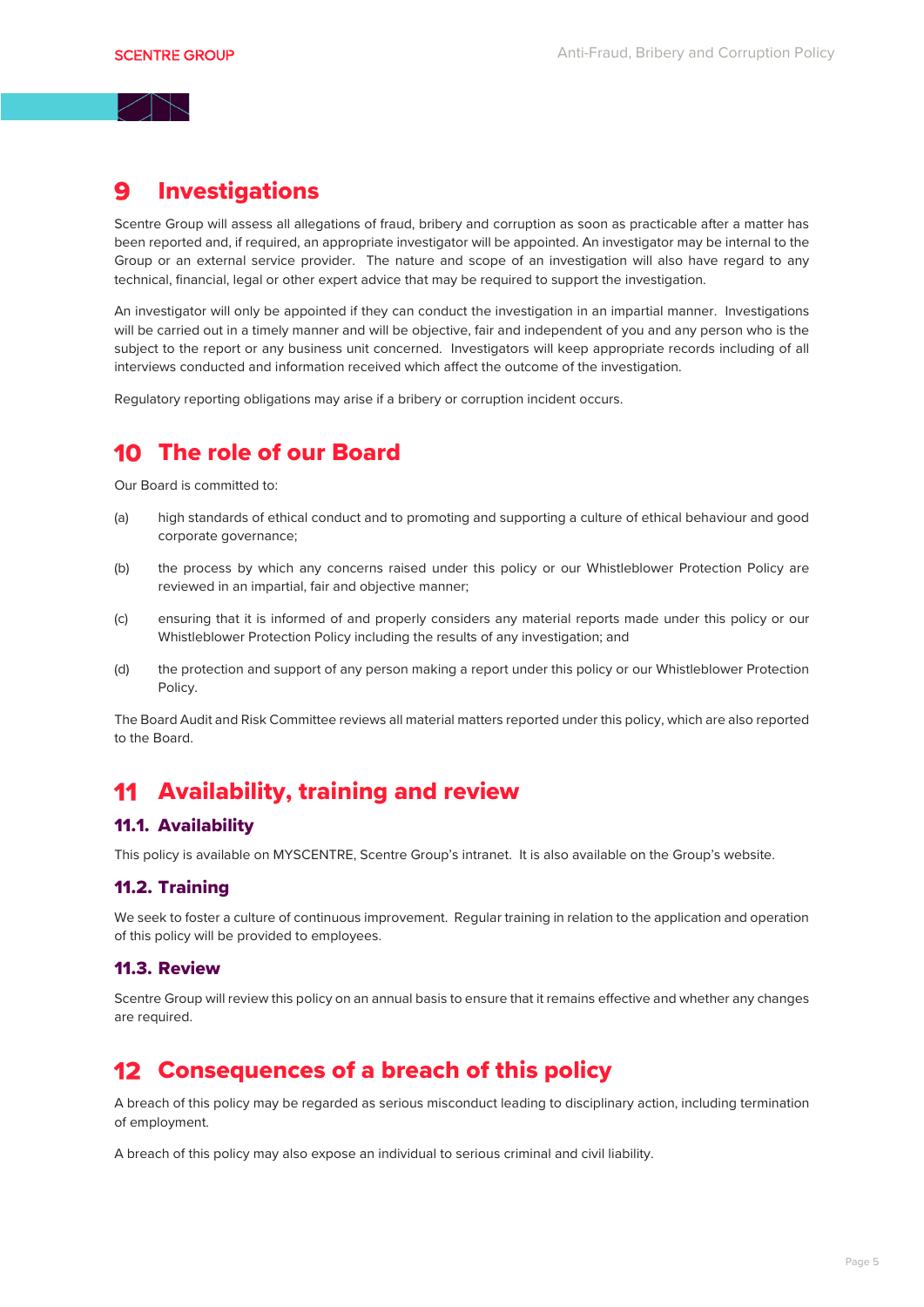# 9 Investigations

Scentre Group will assess all allegations of fraud, bribery and corruption as soon as practicable after a matter has been reported and, if required, an appropriate investigator will be appointed. An investigator may be internal to the Group or an external service provider. The nature and scope of an investigation will also have regard to any technical, financial, legal or other expert advice that may be required to support the investigation.

An investigator will only be appointed if they can conduct the investigation in an impartial manner. Investigations will be carried out in a timely manner and will be objective, fair and independent of you and any person who is the subject to the report or any business unit concerned. Investigators will keep appropriate records including of all interviews conducted and information received which affect the outcome of the investigation.

Regulatory reporting obligations may arise if a bribery or corruption incident occurs.

# 10 The role of our Board

Our Board is committed to:

(a) high standards of ethical conduct and to promoting and supporting a culture of ethical behaviour and good corporate governance;

(b) the process by which any concerns raised under this policy or our Whistleblower Protection Policy are reviewed in an impartial, fair and objective manner;

(c) ensuring that it is informed of and properly considers any material reports made under this policy or our Whistleblower Protection Policy including the results of any investigation; and

(d) the protection and support of any person making a report under this policy or our Whistleblower Protection Policy.

The Board Audit and Risk Committee reviews all material matters reported under this policy, which are also reported to the Board.

# 11 Availability, training and review

## 11.1. Availability

This policy is available on MYSCENTRE, Scentre Group's intranet. It is also available on the Group's website.

## 11.2. Training

We seek to foster a culture of continuous improvement. Regular training in relation to the application and operation of this policy will be provided to employees.

## 11.3. Review

Scentre Group will review this policy on an annual basis to ensure that it remains effective and whether any changes are required.

# 12 Consequences of a breach of this policy

A breach of this policy may be regarded as serious misconduct leading to disciplinary action, including termination of employment.

A breach of this policy may also expose an individual to serious criminal and civil liability.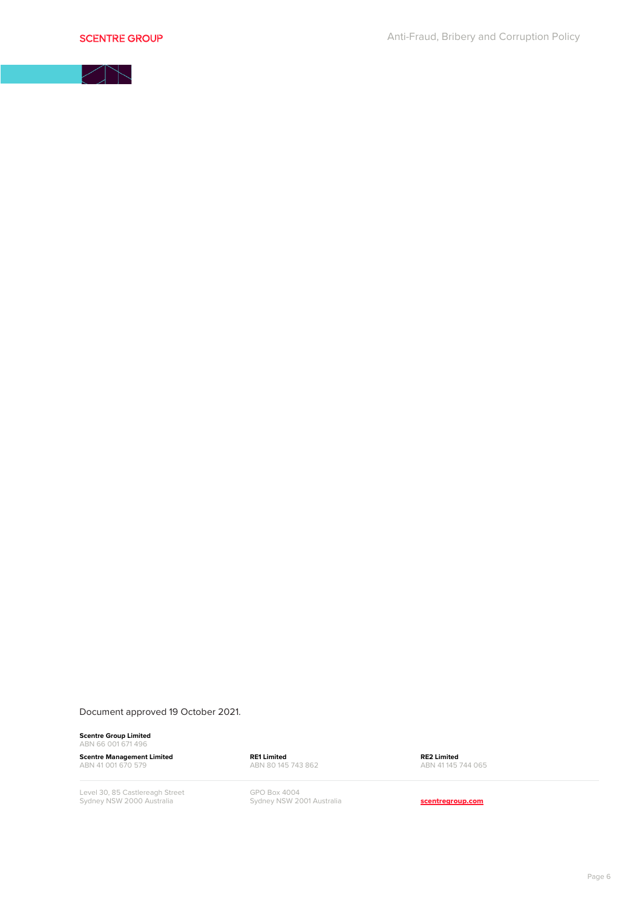Document approved 19 October 2021.

**Scentre Group Limited**
ABN 66 001 671 496

**Scentre Management Limited**
ABN 41 001 670 579

**RE1 Limited**
ABN 80 145 743 862

**RE2 Limited**
ABN 41 145 744 065

Level 30, 85 Castlereagh Street
Sydney NSW 2000 Australia

GPO Box 4004
Sydney NSW 2001 Australia

**scentregroup.com**